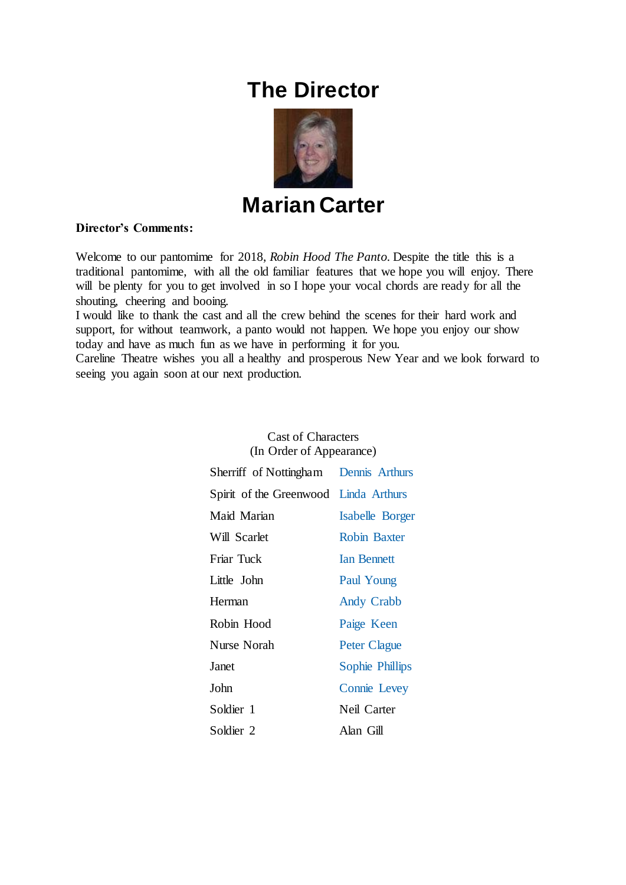# The Director

# Marian Carter

**Director's Comments:**

Welcome to our pantomime for 2018, *Robin Hood The Panto.* Despite the title this is a traditional pantomime, with all the old familiar features that we hope you will enjoy. There will be plenty for you to get involved in so I hope your vocal chords are ready for all the shouting, cheering and booing.
I would like to thank the cast and all the crew behind the scenes for their hard work and support, for without teamwork, a panto would not happen. We hope you enjoy our show today and have as much fun as we have in performing it for you.
Careline Theatre wishes you all a healthy and prosperous New Year and we look forward to seeing you again soon at our next production.

Cast of Characters
(In Order of Appearance)

| Character | Actor |
|---|---|
| Sherriff of Nottingham | Dennis Arthurs |
| Spirit of the Greenwood | Linda Arthurs |
| Maid Marian | Isabelle Borger |
| Will Scarlet | Robin Baxter |
| Friar Tuck | Ian Bennett |
| Little John | Paul Young |
| Herman | Andy Crabb |
| Robin Hood | Paige Keen |
| Nurse Norah | Peter Clague |
| Janet | Sophie Phillips |
| John | Connie Levey |
| Soldier 1 | Neil Carter |
| Soldier 2 | Alan Gill |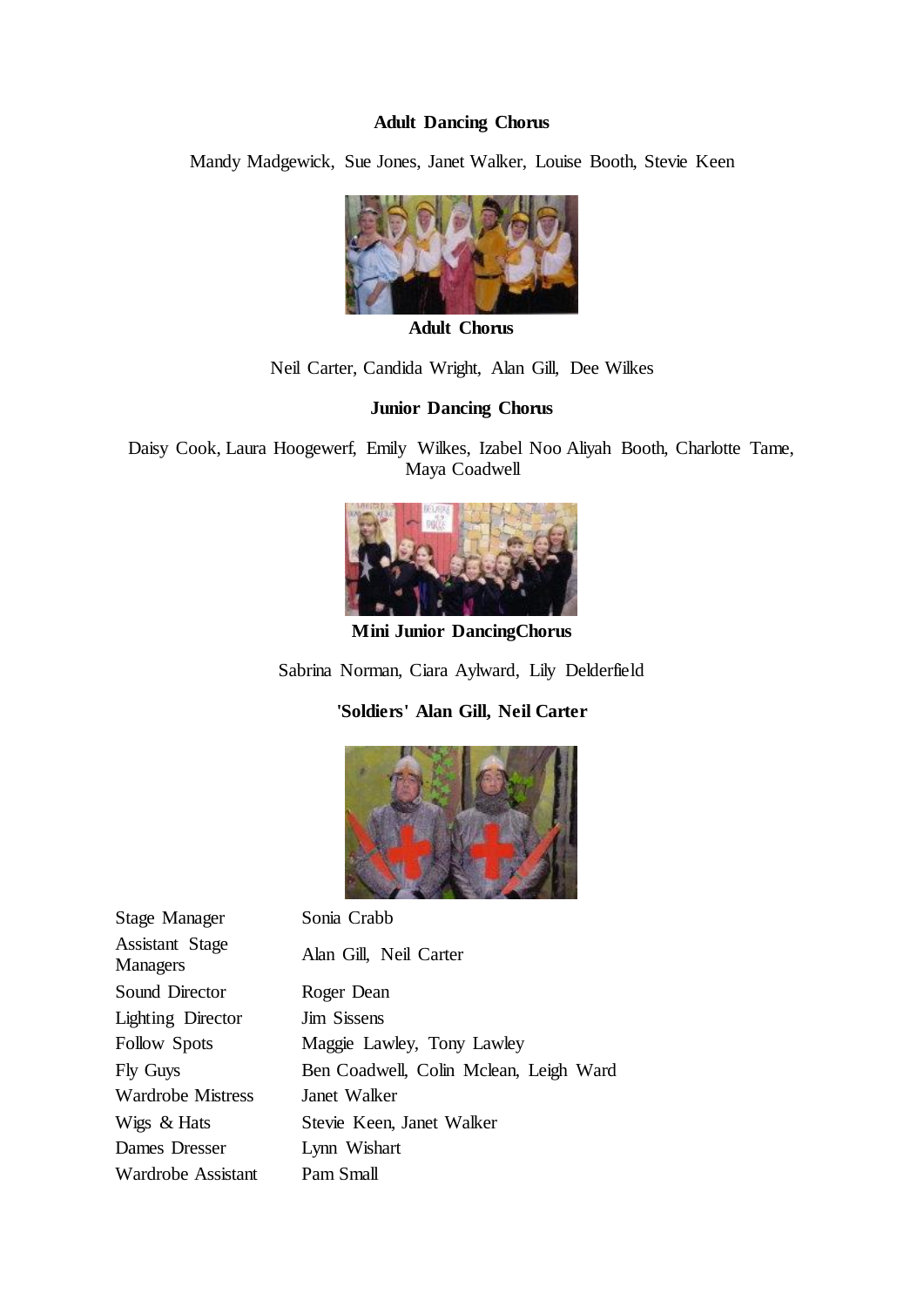**Adult Dancing Chorus**

Mandy Madgewick, Sue Jones, Janet Walker, Louise Booth, Stevie Keen

**Adult Chorus**

Neil Carter, Candida Wright, Alan Gill, Dee Wilkes

**Junior Dancing Chorus**

Daisy Cook, Laura Hoogewerf, Emily Wilkes, Izabel Noo Aliyah Booth, Charlotte Tame, Maya Coadwell

**Mini Junior DancingChorus**

Sabrina Norman, Ciara Aylward, Lily Delderfield

**'Soldiers' Alan Gill, Neil Carter**

| | |
|---|---|
| Stage Manager | Sonia Crabb |
| Assistant Stage Managers | Alan Gill, Neil Carter |
| Sound Director | Roger Dean |
| Lighting Director | Jim Sissens |
| Follow Spots | Maggie Lawley, Tony Lawley |
| Fly Guys | Ben Coadwell, Colin Mclean, Leigh Ward |
| Wardrobe Mistress | Janet Walker |
| Wigs & Hats | Stevie Keen, Janet Walker |
| Dames Dresser | Lynn Wishart |
| Wardrobe Assistant | Pam Small |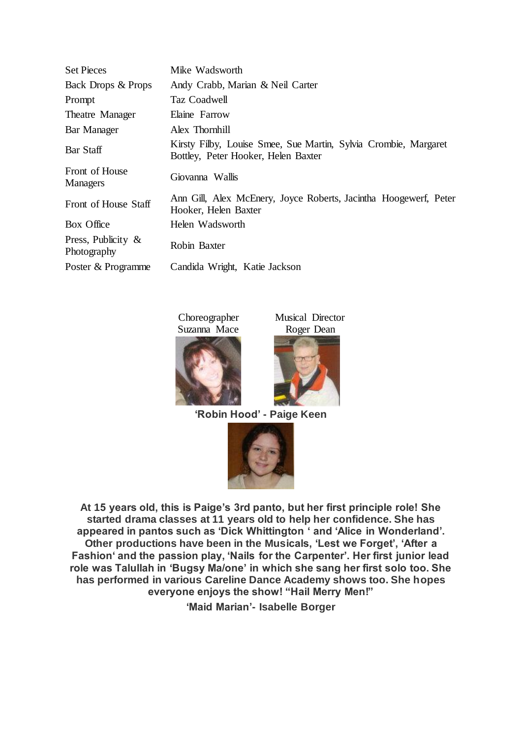| | |
|---|---|
| Set Pieces | Mike Wadsworth |
| Back Drops & Props | Andy Crabb, Marian & Neil Carter |
| Prompt | Taz Coadwell |
| Theatre Manager | Elaine Farrow |
| Bar Manager | Alex Thornhill |
| Bar Staff | Kirsty Filby, Louise Smee, Sue Martin, Sylvia Crombie, Margaret Bottley, Peter Hooker, Helen Baxter |
| Front of House Managers | Giovanna Wallis |
| Front of House Staff | Ann Gill, Alex McEnery, Joyce Roberts, Jacintha Hoogewerf, Peter Hooker, Helen Baxter |
| Box Office | Helen Wadsworth |
| Press, Publicity & Photography | Robin Baxter |
| Poster & Programme | Candida Wright, Katie Jackson |

Choreographer
Suzanna Mace

Musical Director
Roger Dean

**'Robin Hood' - Paige Keen**

**At 15 years old, this is Paige's 3rd panto, but her first principle role! She started drama classes at 11 years old to help her confidence. She has appeared in pantos such as 'Dick Whittington ' and 'Alice in Wonderland'. Other productions have been in the Musicals, 'Lest we Forget', 'After a Fashion' and the passion play, 'Nails for the Carpenter'. Her first junior lead role was Talullah in 'Bugsy Ma/one' in which she sang her first solo too. She has performed in various Careline Dance Academy shows too. She hopes everyone enjoys the show! "Hail Merry Men!"**

**'Maid Marian'- Isabelle Borger**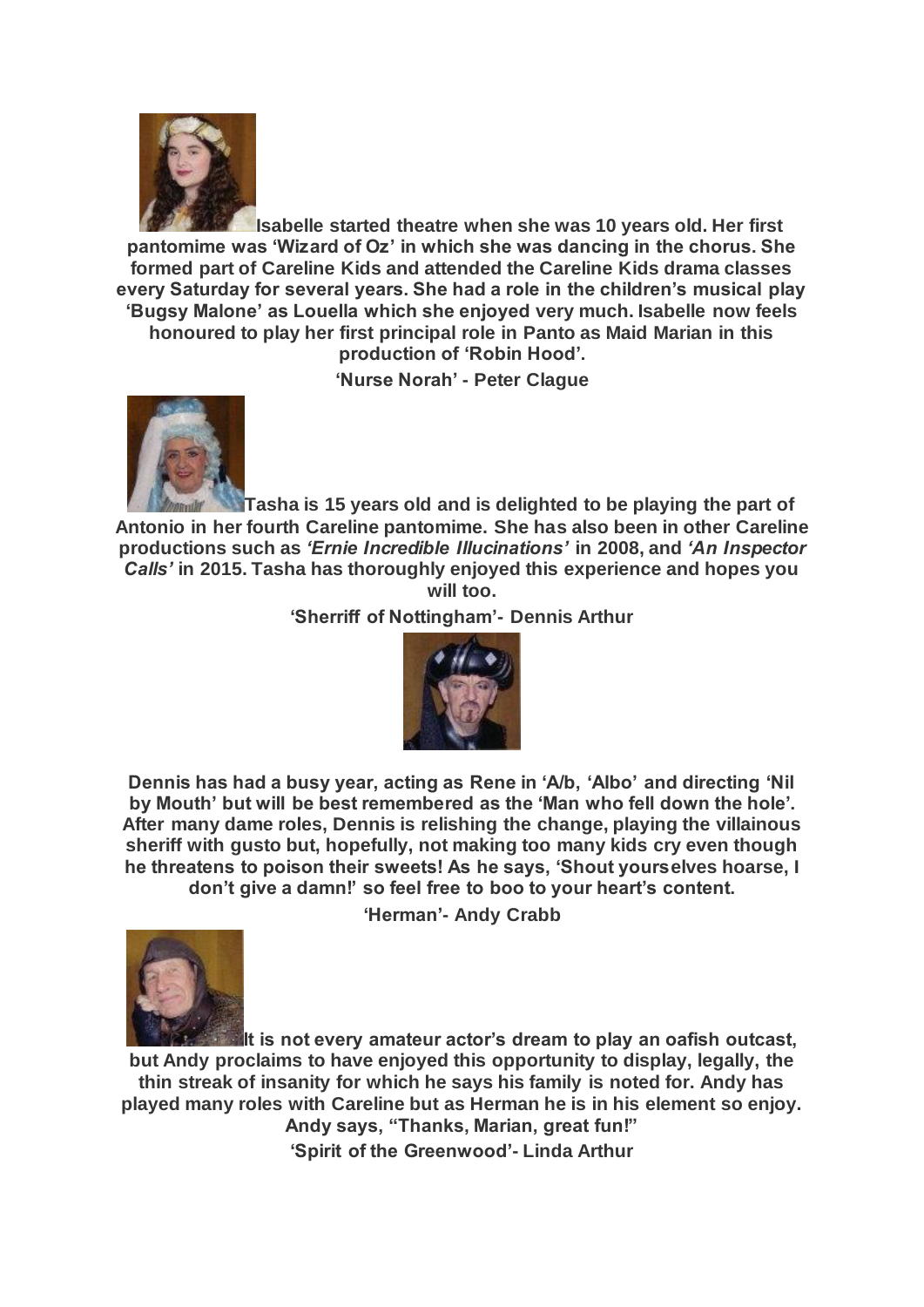**Isabelle started theatre when she was 10 years old. Her first pantomime was 'Wizard of Oz' in which she was dancing in the chorus. She formed part of Careline Kids and attended the Careline Kids drama classes every Saturday for several years. She had a role in the children's musical play 'Bugsy Malone' as Louella which she enjoyed very much. Isabelle now feels honoured to play her first principal role in Panto as Maid Marian in this production of 'Robin Hood'.**

**'Nurse Norah' - Peter Clague**

**Tasha is 15 years old and is delighted to be playing the part of Antonio in her fourth Careline pantomime. She has also been in other Careline productions such as *'Ernie Incredible Illucinations'* in 2008, and *'An Inspector Calls'* in 2015. Tasha has thoroughly enjoyed this experience and hopes you will too.**

**'Sherriff of Nottingham'- Dennis Arthur**

**Dennis has had a busy year, acting as Rene in 'A/b, 'Albo' and directing 'Nil by Mouth' but will be best remembered as the 'Man who fell down the hole'. After many dame roles, Dennis is relishing the change, playing the villainous sheriff with gusto but, hopefully, not making too many kids cry even though he threatens to poison their sweets! As he says, 'Shout yourselves hoarse, I don't give a damn!' so feel free to boo to your heart's content.**

**'Herman'- Andy Crabb**

**It is not every amateur actor's dream to play an oafish outcast, but Andy proclaims to have enjoyed this opportunity to display, legally, the thin streak of insanity for which he says his family is noted for. Andy has played many roles with Careline but as Herman he is in his element so enjoy. Andy says, "Thanks, Marian, great fun!"**

**'Spirit of the Greenwood'- Linda Arthur**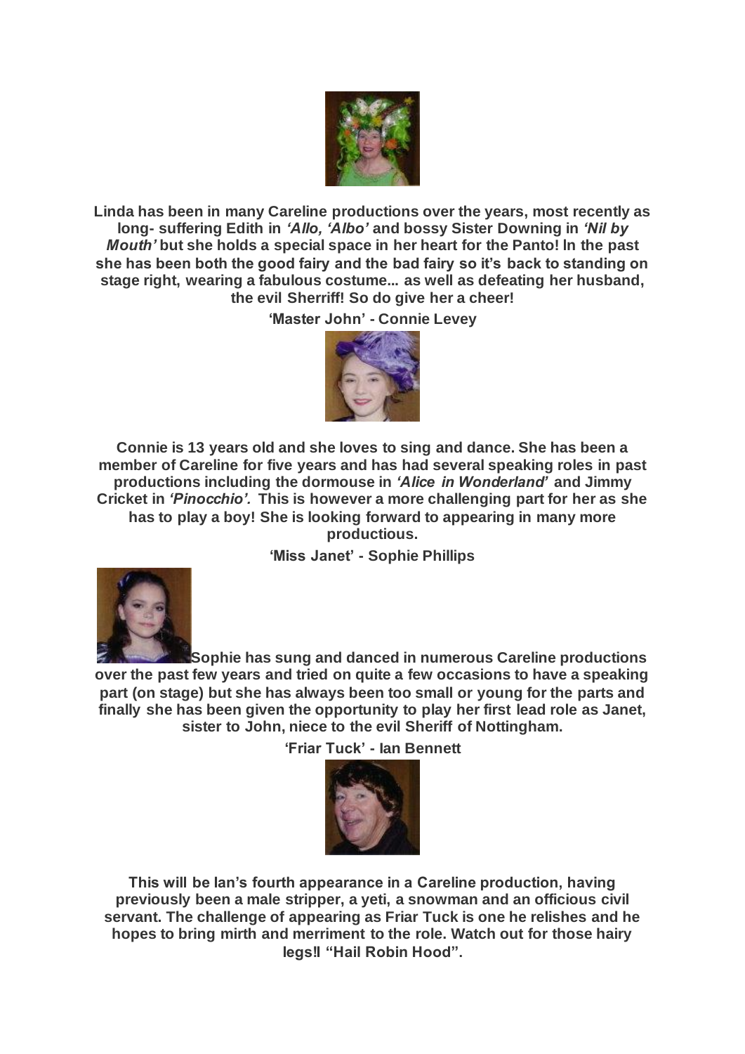**Linda has been in many Careline productions over the years, most recently as long- suffering Edith in *'Allo, 'Albo'* and bossy Sister Downing in *'Nil by Mouth'* but she holds a special space in her heart for the Panto! In the past she has been both the good fairy and the bad fairy so it's back to standing on stage right, wearing a fabulous costume... as well as defeating her husband, the evil Sherriff! So do give her a cheer!**

**'Master John' - Connie Levey**

**Connie is 13 years old and she loves to sing and dance. She has been a member of Careline for five years and has had several speaking roles in past productions including the dormouse in *'Alice in Wonderland'* and Jimmy Cricket in *'Pinocchio'.* This is however a more challenging part for her as she has to play a boy! She is looking forward to appearing in many more productious.**

**'Miss Janet' - Sophie Phillips**

**Sophie has sung and danced in numerous Careline productions over the past few years and tried on quite a few occasions to have a speaking part (on stage) but she has always been too small or young for the parts and finally she has been given the opportunity to play her first lead role as Janet, sister to John, niece to the evil Sheriff of Nottingham.**

**'Friar Tuck' - Ian Bennett**

**This will be Ian's fourth appearance in a Careline production, having previously been a male stripper, a yeti, a snowman and an officious civil servant. The challenge of appearing as Friar Tuck is one he relishes and he hopes to bring mirth and merriment to the role. Watch out for those hairy legs‼ "Hail Robin Hood".**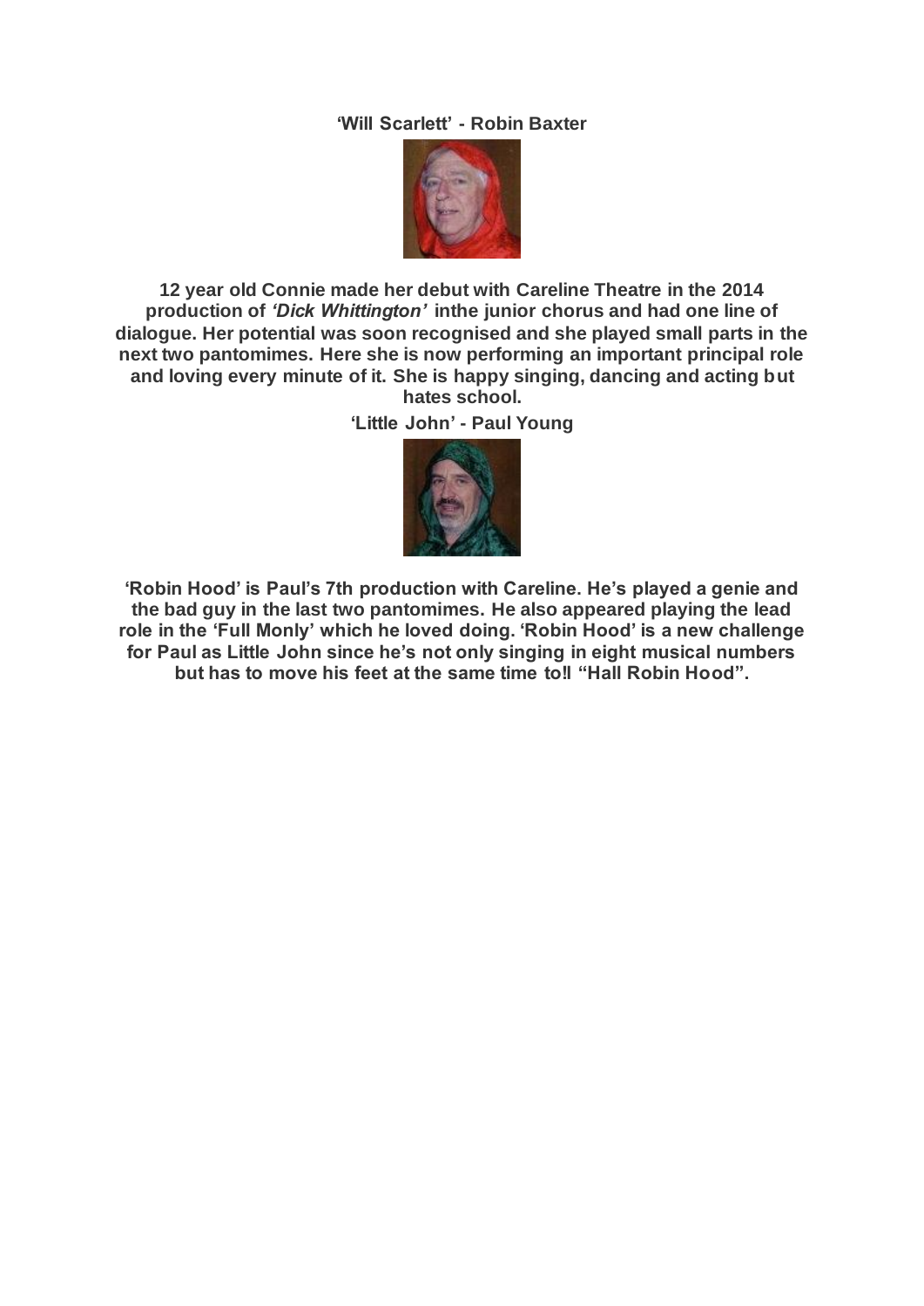**'Will Scarlett' - Robin Baxter**

**12 year old Connie made her debut with Careline Theatre in the 2014 production of *'Dick Whittington'* inthe junior chorus and had one line of dialogue. Her potential was soon recognised and she played small parts in the next two pantomimes. Here she is now performing an important principal role and loving every minute of it. She is happy singing, dancing and acting but hates school.**

**'Little John' - Paul Young**

**'Robin Hood' is Paul's 7th production with Careline. He's played a genie and the bad guy in the last two pantomimes. He also appeared playing the lead role in the 'Full Monly' which he loved doing. 'Robin Hood' is a new challenge for Paul as Little John since he's not only singing in eight musical numbers but has to move his feet at the same time to!! "Hall Robin Hood".**